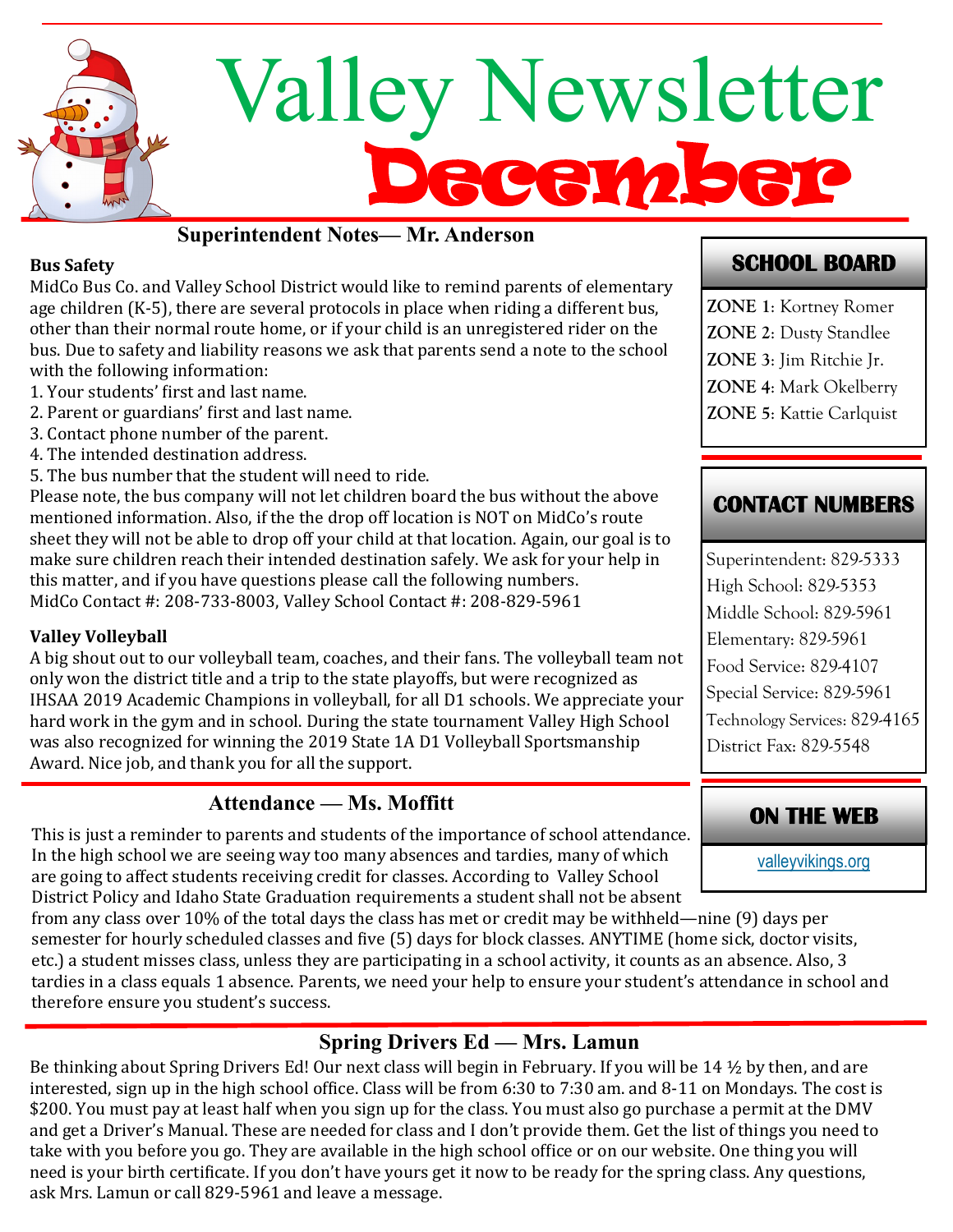# Valley Newsletter

# December

## Superintendent Notes— Mr. Anderson

**Bus Safety**

MidCo Bus Co. and Valley School District would like to remind parents of elementary age children (K-5), there are several protocols in place when riding a different bus, other than their normal route home, or if your child is an unregistered rider on the bus. Due to safety and liability reasons we ask that parents send a note to the school with the following information:

1. Your students' first and last name.
2. Parent or guardians' first and last name.
3. Contact phone number of the parent.
4. The intended destination address.
5. The bus number that the student will need to ride.

Please note, the bus company will not let children board the bus without the above mentioned information. Also, if the the drop off location is NOT on MidCo's route sheet they will not be able to drop off your child at that location. Again, our goal is to make sure children reach their intended destination safely. We ask for your help in this matter, and if you have questions please call the following numbers.
MidCo Contact #: 208-733-8003, Valley School Contact #: 208-829-5961

**Valley Volleyball**

A big shout out to our volleyball team, coaches, and their fans. The volleyball team not only won the district title and a trip to the state playoffs, but were recognized as IHSAA 2019 Academic Champions in volleyball, for all D1 schools. We appreciate your hard work in the gym and in school. During the state tournament Valley High School was also recognized for winning the 2019 State 1A D1 Volleyball Sportsmanship Award. Nice job, and thank you for all the support.

## SCHOOL BOARD

**ZONE 1**: Kortney Romer
**ZONE 2**: Dusty Standlee
**ZONE 3**: Jim Ritchie Jr.
**ZONE 4**: Mark Okelberry
**ZONE 5**: Kattie Carlquist

## CONTACT NUMBERS

Superintendent: 829-5333
High School: 829-5353
Middle School: 829-5961
Elementary: 829-5961
Food Service: 829-4107
Special Service: 829-5961
Technology Services: 829-4165
District Fax: 829-5548

## ON THE WEB

valleyvikings.org

## Attendance — Ms. Moffitt

This is just a reminder to parents and students of the importance of school attendance. In the high school we are seeing way too many absences and tardies, many of which are going to affect students receiving credit for classes. According to Valley School District Policy and Idaho State Graduation requirements a student shall not be absent from any class over 10% of the total days the class has met or credit may be withheld—nine (9) days per semester for hourly scheduled classes and five (5) days for block classes. ANYTIME (home sick, doctor visits, etc.) a student misses class, unless they are participating in a school activity, it counts as an absence. Also, 3 tardies in a class equals 1 absence. Parents, we need your help to ensure your student's attendance in school and therefore ensure you student's success.

## Spring Drivers Ed — Mrs. Lamun

Be thinking about Spring Drivers Ed! Our next class will begin in February. If you will be 14 ½ by then, and are interested, sign up in the high school office. Class will be from 6:30 to 7:30 am. and 8-11 on Mondays. The cost is $200. You must pay at least half when you sign up for the class. You must also go purchase a permit at the DMV and get a Driver's Manual. These are needed for class and I don't provide them. Get the list of things you need to take with you before you go. They are available in the high school office or on our website. One thing you will need is your birth certificate. If you don't have yours get it now to be ready for the spring class. Any questions, ask Mrs. Lamun or call 829-5961 and leave a message.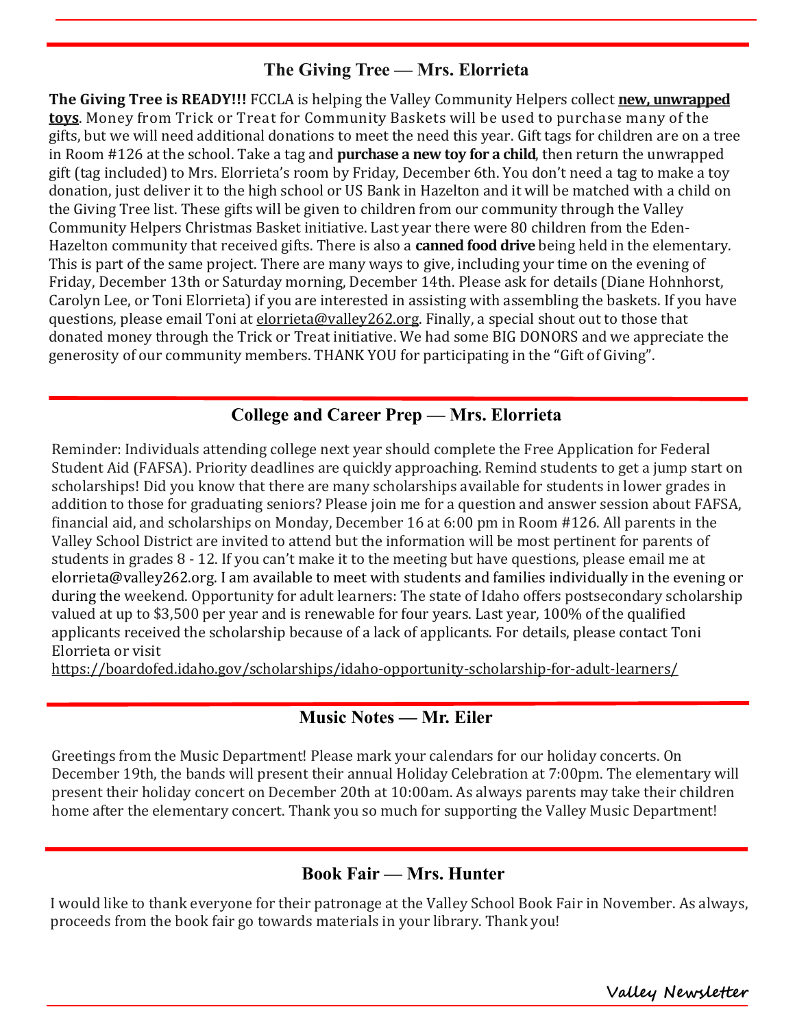## The Giving Tree — Mrs. Elorrieta

**The Giving Tree is READY!!!** FCCLA is helping the Valley Community Helpers collect **new, unwrapped toys**. Money from Trick or Treat for Community Baskets will be used to purchase many of the gifts, but we will need additional donations to meet the need this year. Gift tags for children are on a tree in Room #126 at the school. Take a tag and **purchase a new toy for a child**, then return the unwrapped gift (tag included) to Mrs. Elorrieta's room by Friday, December 6th. You don't need a tag to make a toy donation, just deliver it to the high school or US Bank in Hazelton and it will be matched with a child on the Giving Tree list. These gifts will be given to children from our community through the Valley Community Helpers Christmas Basket initiative. Last year there were 80 children from the Eden-Hazelton community that received gifts. There is also a **canned food drive** being held in the elementary. This is part of the same project. There are many ways to give, including your time on the evening of Friday, December 13th or Saturday morning, December 14th. Please ask for details (Diane Hohnhorst, Carolyn Lee, or Toni Elorrieta) if you are interested in assisting with assembling the baskets. If you have questions, please email Toni at elorrieta@valley262.org. Finally, a special shout out to those that donated money through the Trick or Treat initiative. We had some BIG DONORS and we appreciate the generosity of our community members. THANK YOU for participating in the "Gift of Giving".

## College and Career Prep — Mrs. Elorrieta

Reminder: Individuals attending college next year should complete the Free Application for Federal Student Aid (FAFSA). Priority deadlines are quickly approaching. Remind students to get a jump start on scholarships! Did you know that there are many scholarships available for students in lower grades in addition to those for graduating seniors? Please join me for a question and answer session about FAFSA, financial aid, and scholarships on Monday, December 16 at 6:00 pm in Room #126. All parents in the Valley School District are invited to attend but the information will be most pertinent for parents of students in grades 8 - 12. If you can't make it to the meeting but have questions, please email me at elorrieta@valley262.org. I am available to meet with students and families individually in the evening or during the weekend. Opportunity for adult learners: The state of Idaho offers postsecondary scholarship valued at up to $3,500 per year and is renewable for four years. Last year, 100% of the qualified applicants received the scholarship because of a lack of applicants. For details, please contact Toni Elorrieta or visit https://boardofed.idaho.gov/scholarships/idaho-opportunity-scholarship-for-adult-learners/

## Music Notes — Mr. Eiler

Greetings from the Music Department! Please mark your calendars for our holiday concerts. On December 19th, the bands will present their annual Holiday Celebration at 7:00pm. The elementary will present their holiday concert on December 20th at 10:00am. As always parents may take their children home after the elementary concert. Thank you so much for supporting the Valley Music Department!

## Book Fair — Mrs. Hunter

I would like to thank everyone for their patronage at the Valley School Book Fair in November. As always, proceeds from the book fair go towards materials in your library. Thank you!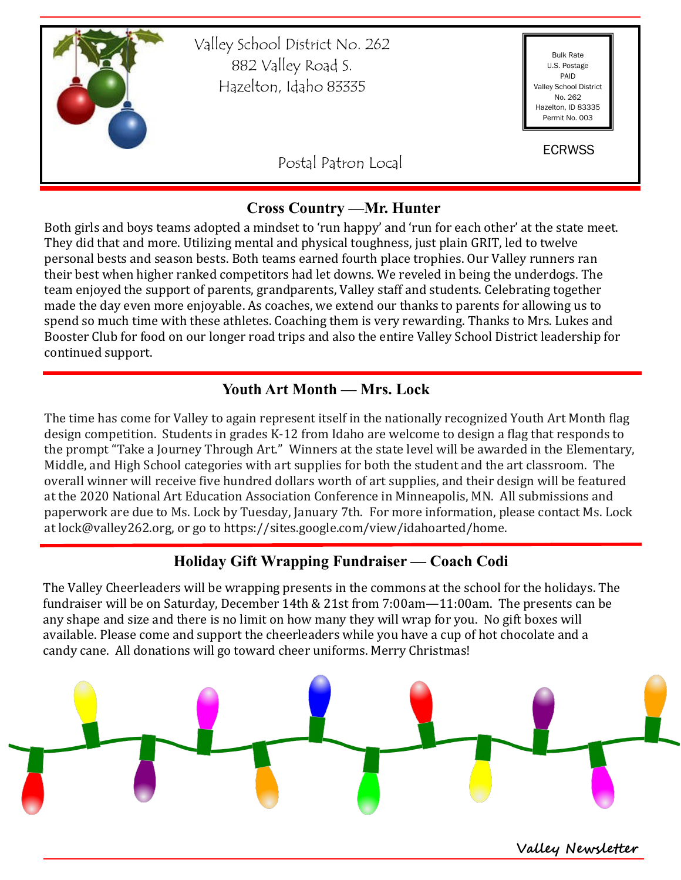Valley School District No. 262
882 Valley Road S.
Hazelton, Idaho 83335

Bulk Rate
U.S. Postage
PAID
Valley School District
No. 262
Hazelton, ID 83335
Permit No. 003

ECRWSS

Postal Patron Local

## Cross Country —Mr. Hunter

Both girls and boys teams adopted a mindset to 'run happy' and 'run for each other' at the state meet. They did that and more. Utilizing mental and physical toughness, just plain GRIT, led to twelve personal bests and season bests. Both teams earned fourth place trophies. Our Valley runners ran their best when higher ranked competitors had let downs. We reveled in being the underdogs. The team enjoyed the support of parents, grandparents, Valley staff and students. Celebrating together made the day even more enjoyable. As coaches, we extend our thanks to parents for allowing us to spend so much time with these athletes. Coaching them is very rewarding. Thanks to Mrs. Lukes and Booster Club for food on our longer road trips and also the entire Valley School District leadership for continued support.

## Youth Art Month — Mrs. Lock

The time has come for Valley to again represent itself in the nationally recognized Youth Art Month flag design competition. Students in grades K-12 from Idaho are welcome to design a flag that responds to the prompt "Take a Journey Through Art." Winners at the state level will be awarded in the Elementary, Middle, and High School categories with art supplies for both the student and the art classroom. The overall winner will receive five hundred dollars worth of art supplies, and their design will be featured at the 2020 National Art Education Association Conference in Minneapolis, MN. All submissions and paperwork are due to Ms. Lock by Tuesday, January 7th. For more information, please contact Ms. Lock at lock@valley262.org, or go to https://sites.google.com/view/idahoarted/home.

## Holiday Gift Wrapping Fundraiser — Coach Codi

The Valley Cheerleaders will be wrapping presents in the commons at the school for the holidays. The fundraiser will be on Saturday, December 14th & 21st from 7:00am—11:00am. The presents can be any shape and size and there is no limit on how many they will wrap for you. No gift boxes will available. Please come and support the cheerleaders while you have a cup of hot chocolate and a candy cane. All donations will go toward cheer uniforms. Merry Christmas!